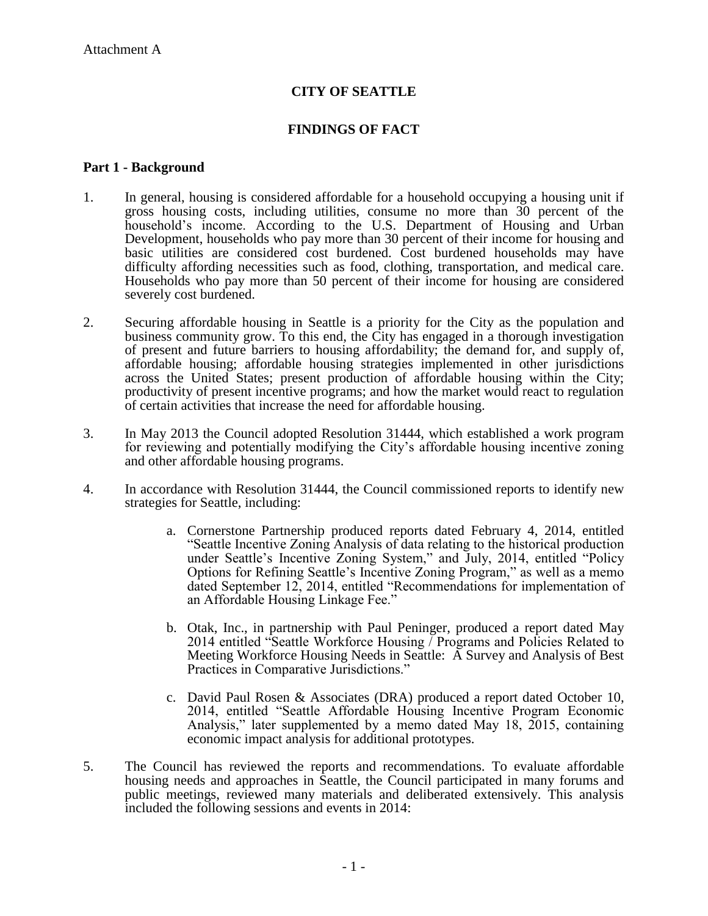Attachment A

# CITY OF SEATTLE

# FINDINGS OF FACT

## Part 1 - Background

1. In general, housing is considered affordable for a household occupying a housing unit if gross housing costs, including utilities, consume no more than 30 percent of the household's income. According to the U.S. Department of Housing and Urban Development, households who pay more than 30 percent of their income for housing and basic utilities are considered cost burdened. Cost burdened households may have difficulty affording necessities such as food, clothing, transportation, and medical care. Households who pay more than 50 percent of their income for housing are considered severely cost burdened.

2. Securing affordable housing in Seattle is a priority for the City as the population and business community grow. To this end, the City has engaged in a thorough investigation of present and future barriers to housing affordability; the demand for, and supply of, affordable housing; affordable housing strategies implemented in other jurisdictions across the United States; present production of affordable housing within the City; productivity of present incentive programs; and how the market would react to regulation of certain activities that increase the need for affordable housing.

3. In May 2013 the Council adopted Resolution 31444, which established a work program for reviewing and potentially modifying the City's affordable housing incentive zoning and other affordable housing programs.

4. In accordance with Resolution 31444, the Council commissioned reports to identify new strategies for Seattle, including:

   a. Cornerstone Partnership produced reports dated February 4, 2014, entitled "Seattle Incentive Zoning Analysis of data relating to the historical production under Seattle's Incentive Zoning System," and July, 2014, entitled "Policy Options for Refining Seattle's Incentive Zoning Program," as well as a memo dated September 12, 2014, entitled "Recommendations for implementation of an Affordable Housing Linkage Fee."

   b. Otak, Inc., in partnership with Paul Peninger, produced a report dated May 2014 entitled "Seattle Workforce Housing / Programs and Policies Related to Meeting Workforce Housing Needs in Seattle: A Survey and Analysis of Best Practices in Comparative Jurisdictions."

   c. David Paul Rosen & Associates (DRA) produced a report dated October 10, 2014, entitled "Seattle Affordable Housing Incentive Program Economic Analysis," later supplemented by a memo dated May 18, 2015, containing economic impact analysis for additional prototypes.

5. The Council has reviewed the reports and recommendations. To evaluate affordable housing needs and approaches in Seattle, the Council participated in many forums and public meetings, reviewed many materials and deliberated extensively. This analysis included the following sessions and events in 2014: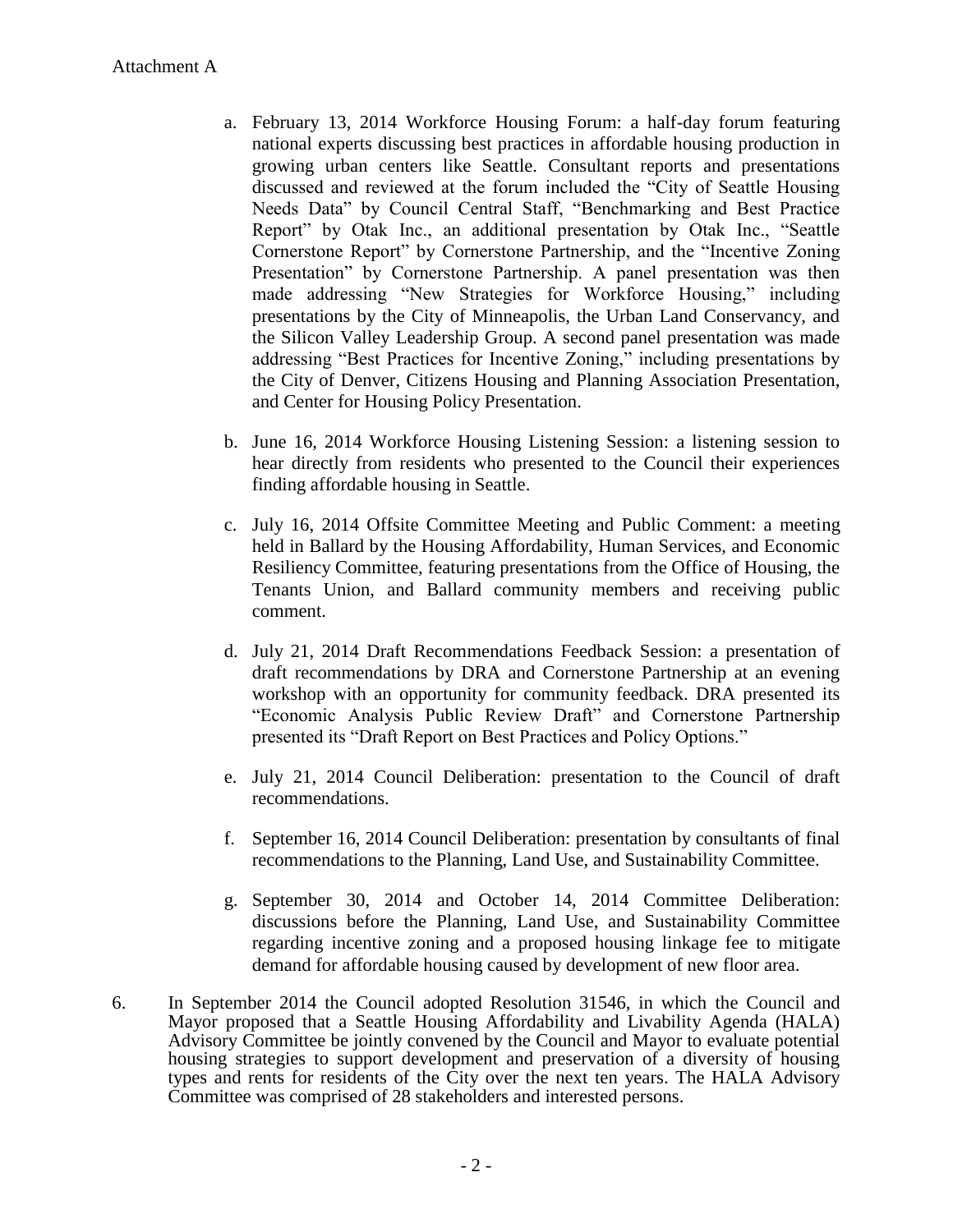Attachment A

a. February 13, 2014 Workforce Housing Forum: a half-day forum featuring national experts discussing best practices in affordable housing production in growing urban centers like Seattle. Consultant reports and presentations discussed and reviewed at the forum included the "City of Seattle Housing Needs Data" by Council Central Staff, "Benchmarking and Best Practice Report" by Otak Inc., an additional presentation by Otak Inc., "Seattle Cornerstone Report" by Cornerstone Partnership, and the "Incentive Zoning Presentation" by Cornerstone Partnership. A panel presentation was then made addressing "New Strategies for Workforce Housing," including presentations by the City of Minneapolis, the Urban Land Conservancy, and the Silicon Valley Leadership Group. A second panel presentation was made addressing "Best Practices for Incentive Zoning," including presentations by the City of Denver, Citizens Housing and Planning Association Presentation, and Center for Housing Policy Presentation.

b. June 16, 2014 Workforce Housing Listening Session: a listening session to hear directly from residents who presented to the Council their experiences finding affordable housing in Seattle.

c. July 16, 2014 Offsite Committee Meeting and Public Comment: a meeting held in Ballard by the Housing Affordability, Human Services, and Economic Resiliency Committee, featuring presentations from the Office of Housing, the Tenants Union, and Ballard community members and receiving public comment.

d. July 21, 2014 Draft Recommendations Feedback Session: a presentation of draft recommendations by DRA and Cornerstone Partnership at an evening workshop with an opportunity for community feedback. DRA presented its "Economic Analysis Public Review Draft" and Cornerstone Partnership presented its "Draft Report on Best Practices and Policy Options."

e. July 21, 2014 Council Deliberation: presentation to the Council of draft recommendations.

f. September 16, 2014 Council Deliberation: presentation by consultants of final recommendations to the Planning, Land Use, and Sustainability Committee.

g. September 30, 2014 and October 14, 2014 Committee Deliberation: discussions before the Planning, Land Use, and Sustainability Committee regarding incentive zoning and a proposed housing linkage fee to mitigate demand for affordable housing caused by development of new floor area.

6. In September 2014 the Council adopted Resolution 31546, in which the Council and Mayor proposed that a Seattle Housing Affordability and Livability Agenda (HALA) Advisory Committee be jointly convened by the Council and Mayor to evaluate potential housing strategies to support development and preservation of a diversity of housing types and rents for residents of the City over the next ten years. The HALA Advisory Committee was comprised of 28 stakeholders and interested persons.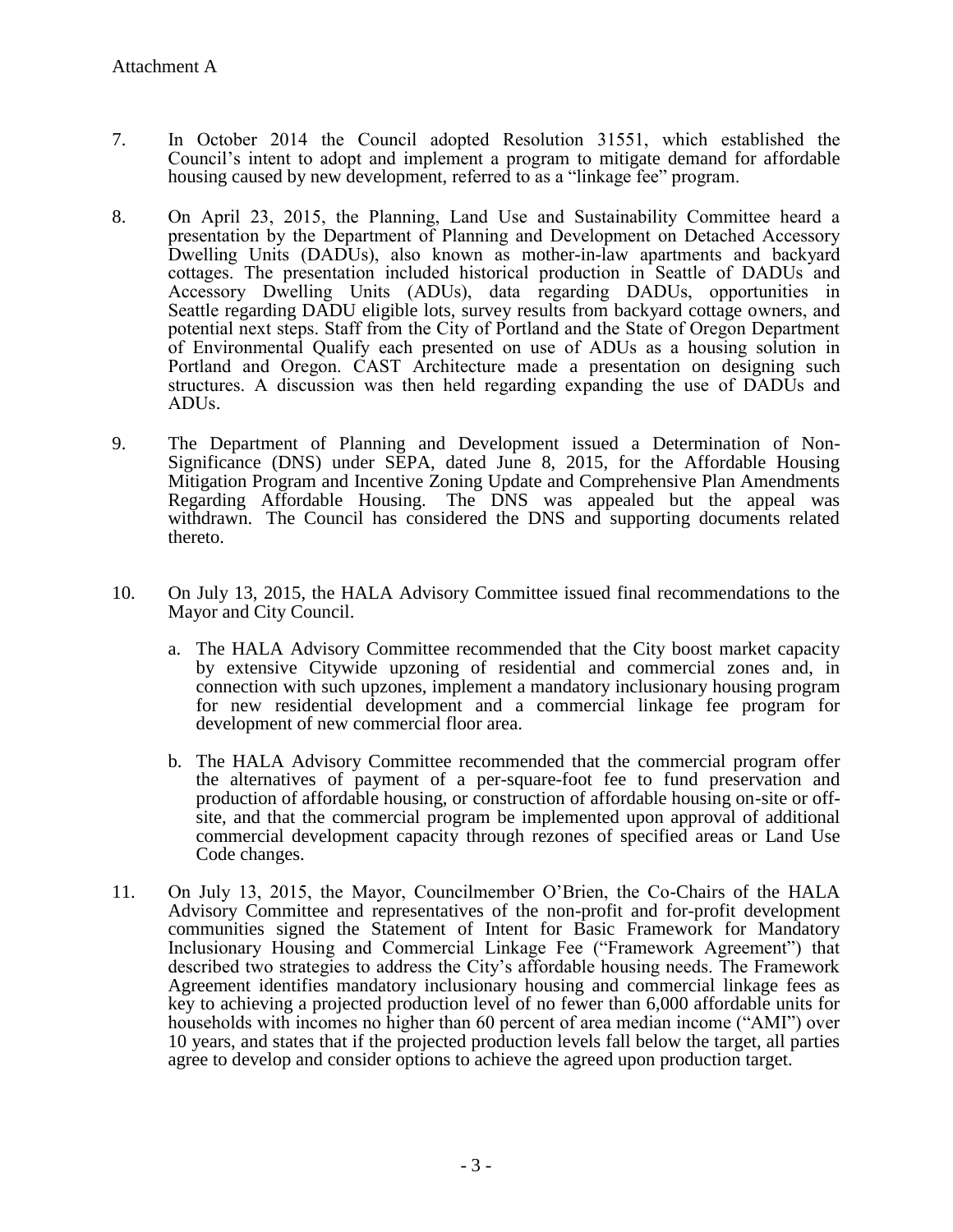Attachment A

7. In October 2014 the Council adopted Resolution 31551, which established the Council's intent to adopt and implement a program to mitigate demand for affordable housing caused by new development, referred to as a "linkage fee" program.

8. On April 23, 2015, the Planning, Land Use and Sustainability Committee heard a presentation by the Department of Planning and Development on Detached Accessory Dwelling Units (DADUs), also known as mother-in-law apartments and backyard cottages. The presentation included historical production in Seattle of DADUs and Accessory Dwelling Units (ADUs), data regarding DADUs, opportunities in Seattle regarding DADU eligible lots, survey results from backyard cottage owners, and potential next steps. Staff from the City of Portland and the State of Oregon Department of Environmental Qualify each presented on use of ADUs as a housing solution in Portland and Oregon. CAST Architecture made a presentation on designing such structures. A discussion was then held regarding expanding the use of DADUs and ADUs.

9. The Department of Planning and Development issued a Determination of Non-Significance (DNS) under SEPA, dated June 8, 2015, for the Affordable Housing Mitigation Program and Incentive Zoning Update and Comprehensive Plan Amendments Regarding Affordable Housing. The DNS was appealed but the appeal was withdrawn. The Council has considered the DNS and supporting documents related thereto.

10. On July 13, 2015, the HALA Advisory Committee issued final recommendations to the Mayor and City Council.

    a. The HALA Advisory Committee recommended that the City boost market capacity by extensive Citywide upzoning of residential and commercial zones and, in connection with such upzones, implement a mandatory inclusionary housing program for new residential development and a commercial linkage fee program for development of new commercial floor area.

    b. The HALA Advisory Committee recommended that the commercial program offer the alternatives of payment of a per-square-foot fee to fund preservation and production of affordable housing, or construction of affordable housing on-site or off-site, and that the commercial program be implemented upon approval of additional commercial development capacity through rezones of specified areas or Land Use Code changes.

11. On July 13, 2015, the Mayor, Councilmember O'Brien, the Co-Chairs of the HALA Advisory Committee and representatives of the non-profit and for-profit development communities signed the Statement of Intent for Basic Framework for Mandatory Inclusionary Housing and Commercial Linkage Fee ("Framework Agreement") that described two strategies to address the City's affordable housing needs. The Framework Agreement identifies mandatory inclusionary housing and commercial linkage fees as key to achieving a projected production level of no fewer than 6,000 affordable units for households with incomes no higher than 60 percent of area median income ("AMI") over 10 years, and states that if the projected production levels fall below the target, all parties agree to develop and consider options to achieve the agreed upon production target.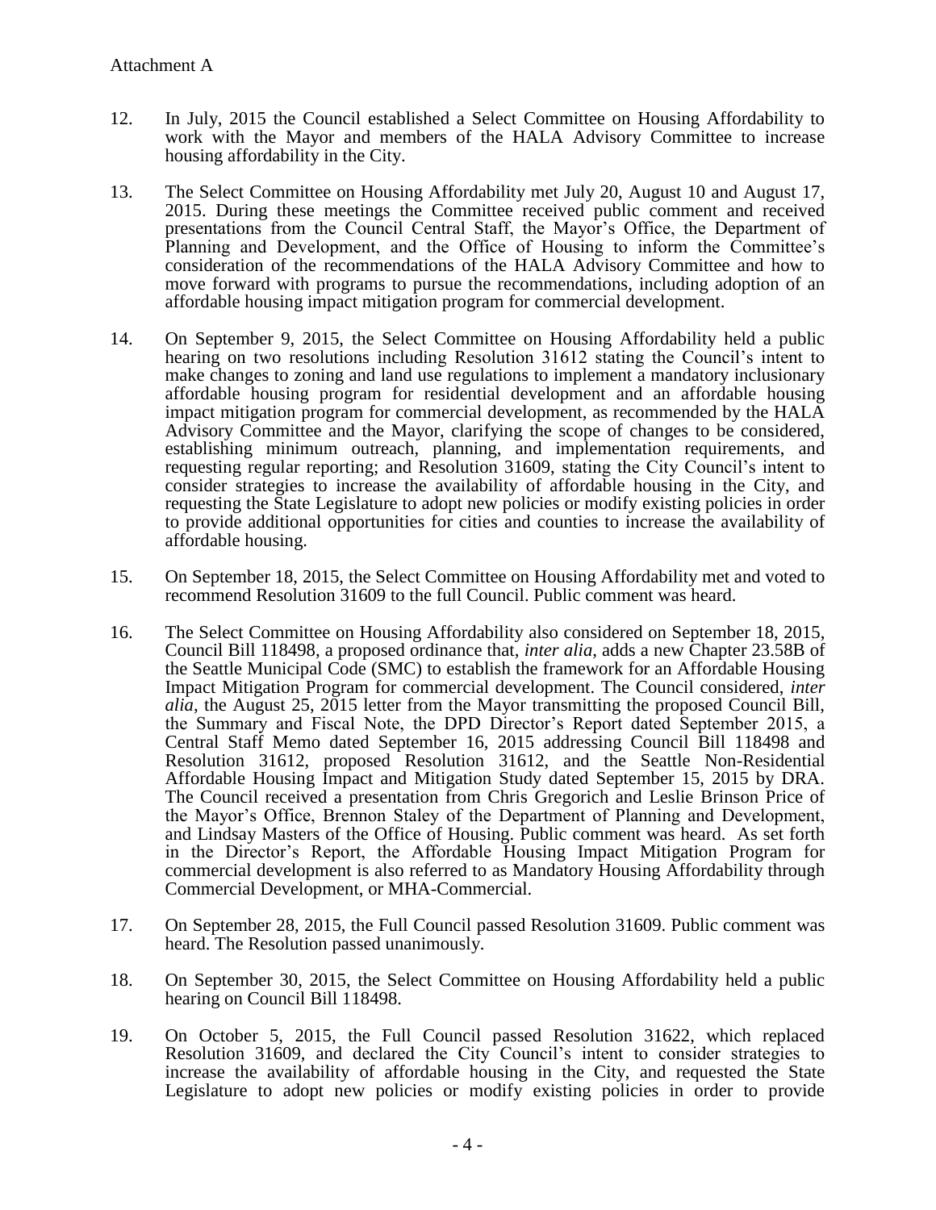Attachment A

12. In July, 2015 the Council established a Select Committee on Housing Affordability to work with the Mayor and members of the HALA Advisory Committee to increase housing affordability in the City.

13. The Select Committee on Housing Affordability met July 20, August 10 and August 17, 2015. During these meetings the Committee received public comment and received presentations from the Council Central Staff, the Mayor's Office, the Department of Planning and Development, and the Office of Housing to inform the Committee's consideration of the recommendations of the HALA Advisory Committee and how to move forward with programs to pursue the recommendations, including adoption of an affordable housing impact mitigation program for commercial development.

14. On September 9, 2015, the Select Committee on Housing Affordability held a public hearing on two resolutions including Resolution 31612 stating the Council's intent to make changes to zoning and land use regulations to implement a mandatory inclusionary affordable housing program for residential development and an affordable housing impact mitigation program for commercial development, as recommended by the HALA Advisory Committee and the Mayor, clarifying the scope of changes to be considered, establishing minimum outreach, planning, and implementation requirements, and requesting regular reporting; and Resolution 31609, stating the City Council's intent to consider strategies to increase the availability of affordable housing in the City, and requesting the State Legislature to adopt new policies or modify existing policies in order to provide additional opportunities for cities and counties to increase the availability of affordable housing.

15. On September 18, 2015, the Select Committee on Housing Affordability met and voted to recommend Resolution 31609 to the full Council. Public comment was heard.

16. The Select Committee on Housing Affordability also considered on September 18, 2015, Council Bill 118498, a proposed ordinance that, *inter alia*, adds a new Chapter 23.58B of the Seattle Municipal Code (SMC) to establish the framework for an Affordable Housing Impact Mitigation Program for commercial development. The Council considered, *inter alia*, the August 25, 2015 letter from the Mayor transmitting the proposed Council Bill, the Summary and Fiscal Note, the DPD Director's Report dated September 2015, a Central Staff Memo dated September 16, 2015 addressing Council Bill 118498 and Resolution 31612, proposed Resolution 31612, and the Seattle Non-Residential Affordable Housing Impact and Mitigation Study dated September 15, 2015 by DRA. The Council received a presentation from Chris Gregorich and Leslie Brinson Price of the Mayor's Office, Brennon Staley of the Department of Planning and Development, and Lindsay Masters of the Office of Housing. Public comment was heard. As set forth in the Director's Report, the Affordable Housing Impact Mitigation Program for commercial development is also referred to as Mandatory Housing Affordability through Commercial Development, or MHA-Commercial.

17. On September 28, 2015, the Full Council passed Resolution 31609. Public comment was heard. The Resolution passed unanimously.

18. On September 30, 2015, the Select Committee on Housing Affordability held a public hearing on Council Bill 118498.

19. On October 5, 2015, the Full Council passed Resolution 31622, which replaced Resolution 31609, and declared the City Council's intent to consider strategies to increase the availability of affordable housing in the City, and requested the State Legislature to adopt new policies or modify existing policies in order to provide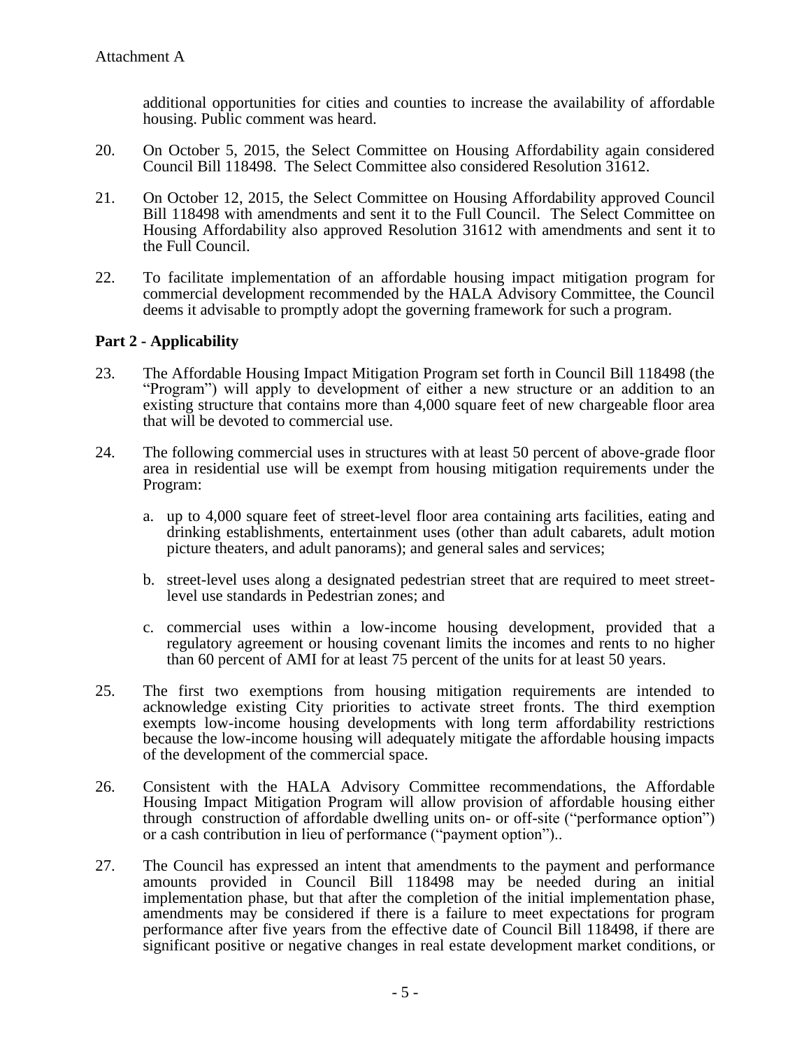additional opportunities for cities and counties to increase the availability of affordable housing. Public comment was heard.

20. On October 5, 2015, the Select Committee on Housing Affordability again considered Council Bill 118498. The Select Committee also considered Resolution 31612.

21. On October 12, 2015, the Select Committee on Housing Affordability approved Council Bill 118498 with amendments and sent it to the Full Council. The Select Committee on Housing Affordability also approved Resolution 31612 with amendments and sent it to the Full Council.

22. To facilitate implementation of an affordable housing impact mitigation program for commercial development recommended by the HALA Advisory Committee, the Council deems it advisable to promptly adopt the governing framework for such a program.

**Part 2 - Applicability**

23. The Affordable Housing Impact Mitigation Program set forth in Council Bill 118498 (the "Program") will apply to development of either a new structure or an addition to an existing structure that contains more than 4,000 square feet of new chargeable floor area that will be devoted to commercial use.

24. The following commercial uses in structures with at least 50 percent of above-grade floor area in residential use will be exempt from housing mitigation requirements under the Program:

    a. up to 4,000 square feet of street-level floor area containing arts facilities, eating and drinking establishments, entertainment uses (other than adult cabarets, adult motion picture theaters, and adult panorams); and general sales and services;

    b. street-level uses along a designated pedestrian street that are required to meet street-level use standards in Pedestrian zones; and

    c. commercial uses within a low-income housing development, provided that a regulatory agreement or housing covenant limits the incomes and rents to no higher than 60 percent of AMI for at least 75 percent of the units for at least 50 years.

25. The first two exemptions from housing mitigation requirements are intended to acknowledge existing City priorities to activate street fronts. The third exemption exempts low-income housing developments with long term affordability restrictions because the low-income housing will adequately mitigate the affordable housing impacts of the development of the commercial space.

26. Consistent with the HALA Advisory Committee recommendations, the Affordable Housing Impact Mitigation Program will allow provision of affordable housing either through construction of affordable dwelling units on- or off-site ("performance option") or a cash contribution in lieu of performance ("payment option")..

27. The Council has expressed an intent that amendments to the payment and performance amounts provided in Council Bill 118498 may be needed during an initial implementation phase, but that after the completion of the initial implementation phase, amendments may be considered if there is a failure to meet expectations for program performance after five years from the effective date of Council Bill 118498, if there are significant positive or negative changes in real estate development market conditions, or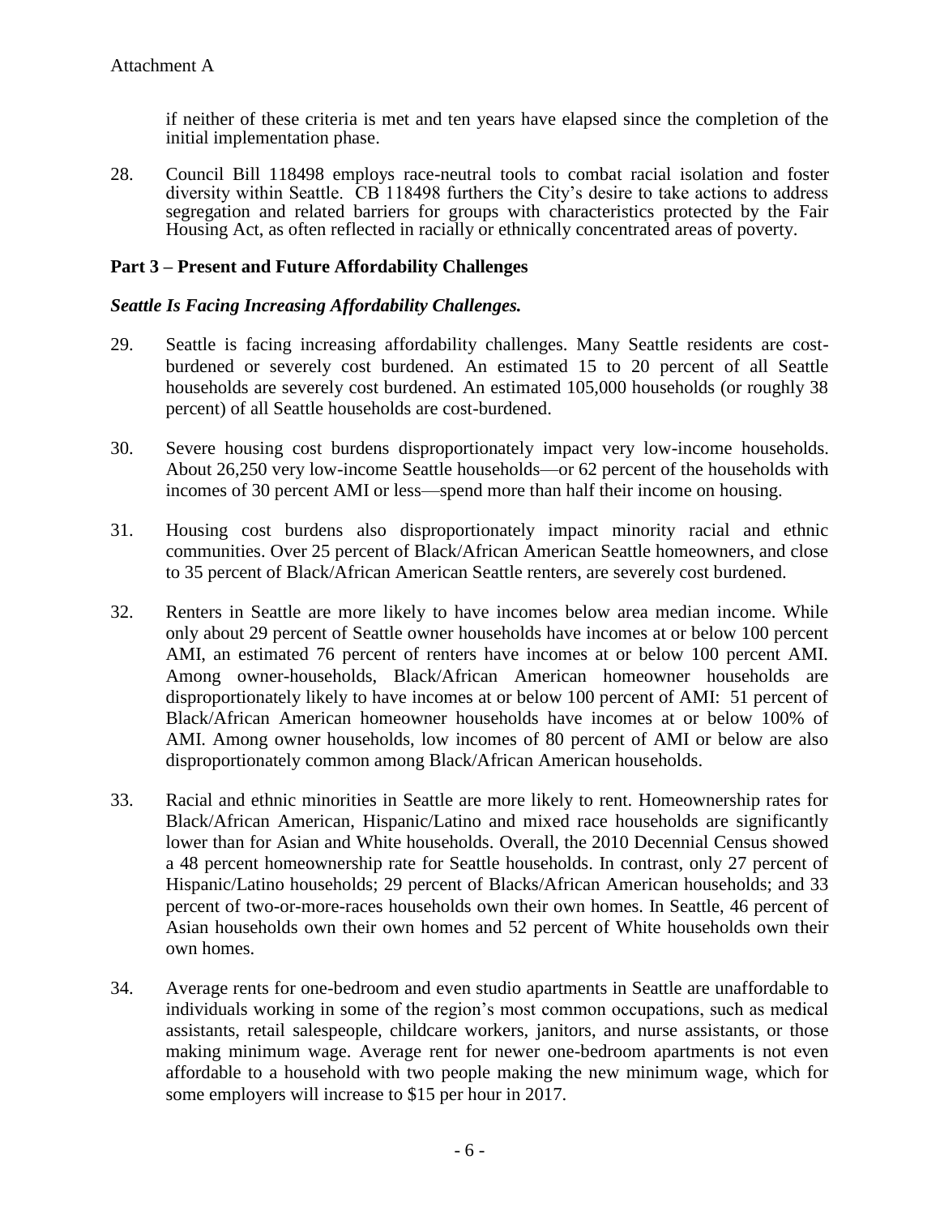Attachment A

if neither of these criteria is met and ten years have elapsed since the completion of the initial implementation phase.

28. Council Bill 118498 employs race-neutral tools to combat racial isolation and foster diversity within Seattle. CB 118498 furthers the City's desire to take actions to address segregation and related barriers for groups with characteristics protected by the Fair Housing Act, as often reflected in racially or ethnically concentrated areas of poverty.

## Part 3 – Present and Future Affordability Challenges

### *Seattle Is Facing Increasing Affordability Challenges.*

29. Seattle is facing increasing affordability challenges. Many Seattle residents are cost-burdened or severely cost burdened. An estimated 15 to 20 percent of all Seattle households are severely cost burdened. An estimated 105,000 households (or roughly 38 percent) of all Seattle households are cost-burdened.

30. Severe housing cost burdens disproportionately impact very low-income households. About 26,250 very low-income Seattle households—or 62 percent of the households with incomes of 30 percent AMI or less—spend more than half their income on housing.

31. Housing cost burdens also disproportionately impact minority racial and ethnic communities. Over 25 percent of Black/African American Seattle homeowners, and close to 35 percent of Black/African American Seattle renters, are severely cost burdened.

32. Renters in Seattle are more likely to have incomes below area median income. While only about 29 percent of Seattle owner households have incomes at or below 100 percent AMI, an estimated 76 percent of renters have incomes at or below 100 percent AMI. Among owner-households, Black/African American homeowner households are disproportionately likely to have incomes at or below 100 percent of AMI: 51 percent of Black/African American homeowner households have incomes at or below 100% of AMI. Among owner households, low incomes of 80 percent of AMI or below are also disproportionately common among Black/African American households.

33. Racial and ethnic minorities in Seattle are more likely to rent. Homeownership rates for Black/African American, Hispanic/Latino and mixed race households are significantly lower than for Asian and White households. Overall, the 2010 Decennial Census showed a 48 percent homeownership rate for Seattle households. In contrast, only 27 percent of Hispanic/Latino households; 29 percent of Blacks/African American households; and 33 percent of two-or-more-races households own their own homes. In Seattle, 46 percent of Asian households own their own homes and 52 percent of White households own their own homes.

34. Average rents for one-bedroom and even studio apartments in Seattle are unaffordable to individuals working in some of the region's most common occupations, such as medical assistants, retail salespeople, childcare workers, janitors, and nurse assistants, or those making minimum wage. Average rent for newer one-bedroom apartments is not even affordable to a household with two people making the new minimum wage, which for some employers will increase to $15 per hour in 2017.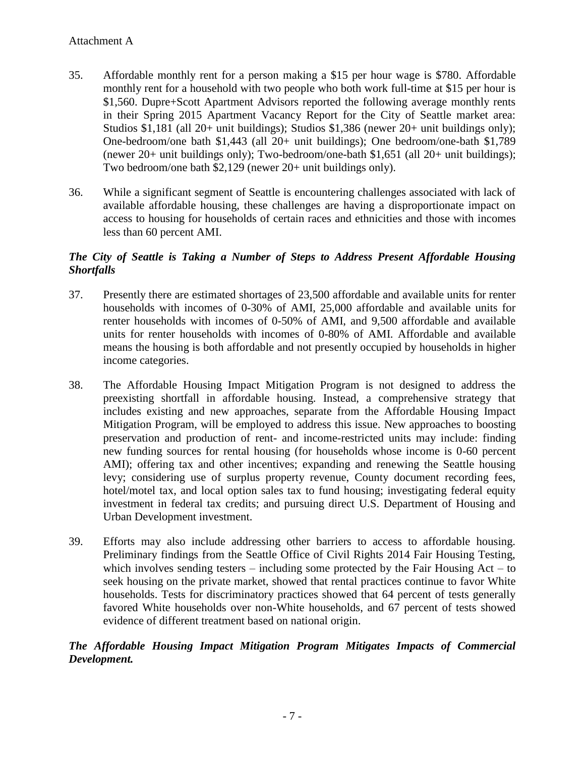Attachment A

35. Affordable monthly rent for a person making a $15 per hour wage is $780. Affordable monthly rent for a household with two people who both work full-time at $15 per hour is $1,560. Dupre+Scott Apartment Advisors reported the following average monthly rents in their Spring 2015 Apartment Vacancy Report for the City of Seattle market area: Studios $1,181 (all 20+ unit buildings); Studios $1,386 (newer 20+ unit buildings only); One-bedroom/one bath $1,443 (all 20+ unit buildings); One bedroom/one-bath $1,789 (newer 20+ unit buildings only); Two-bedroom/one-bath $1,651 (all 20+ unit buildings); Two bedroom/one bath $2,129 (newer 20+ unit buildings only).

36. While a significant segment of Seattle is encountering challenges associated with lack of available affordable housing, these challenges are having a disproportionate impact on access to housing for households of certain races and ethnicities and those with incomes less than 60 percent AMI.

***The City of Seattle is Taking a Number of Steps to Address Present Affordable Housing Shortfalls***

37. Presently there are estimated shortages of 23,500 affordable and available units for renter households with incomes of 0-30% of AMI, 25,000 affordable and available units for renter households with incomes of 0-50% of AMI, and 9,500 affordable and available units for renter households with incomes of 0-80% of AMI. Affordable and available means the housing is both affordable and not presently occupied by households in higher income categories.

38. The Affordable Housing Impact Mitigation Program is not designed to address the preexisting shortfall in affordable housing. Instead, a comprehensive strategy that includes existing and new approaches, separate from the Affordable Housing Impact Mitigation Program, will be employed to address this issue. New approaches to boosting preservation and production of rent- and income-restricted units may include: finding new funding sources for rental housing (for households whose income is 0-60 percent AMI); offering tax and other incentives; expanding and renewing the Seattle housing levy; considering use of surplus property revenue, County document recording fees, hotel/motel tax, and local option sales tax to fund housing; investigating federal equity investment in federal tax credits; and pursuing direct U.S. Department of Housing and Urban Development investment.

39. Efforts may also include addressing other barriers to access to affordable housing. Preliminary findings from the Seattle Office of Civil Rights 2014 Fair Housing Testing, which involves sending testers – including some protected by the Fair Housing Act – to seek housing on the private market, showed that rental practices continue to favor White households. Tests for discriminatory practices showed that 64 percent of tests generally favored White households over non-White households, and 67 percent of tests showed evidence of different treatment based on national origin.

***The Affordable Housing Impact Mitigation Program Mitigates Impacts of Commercial Development.***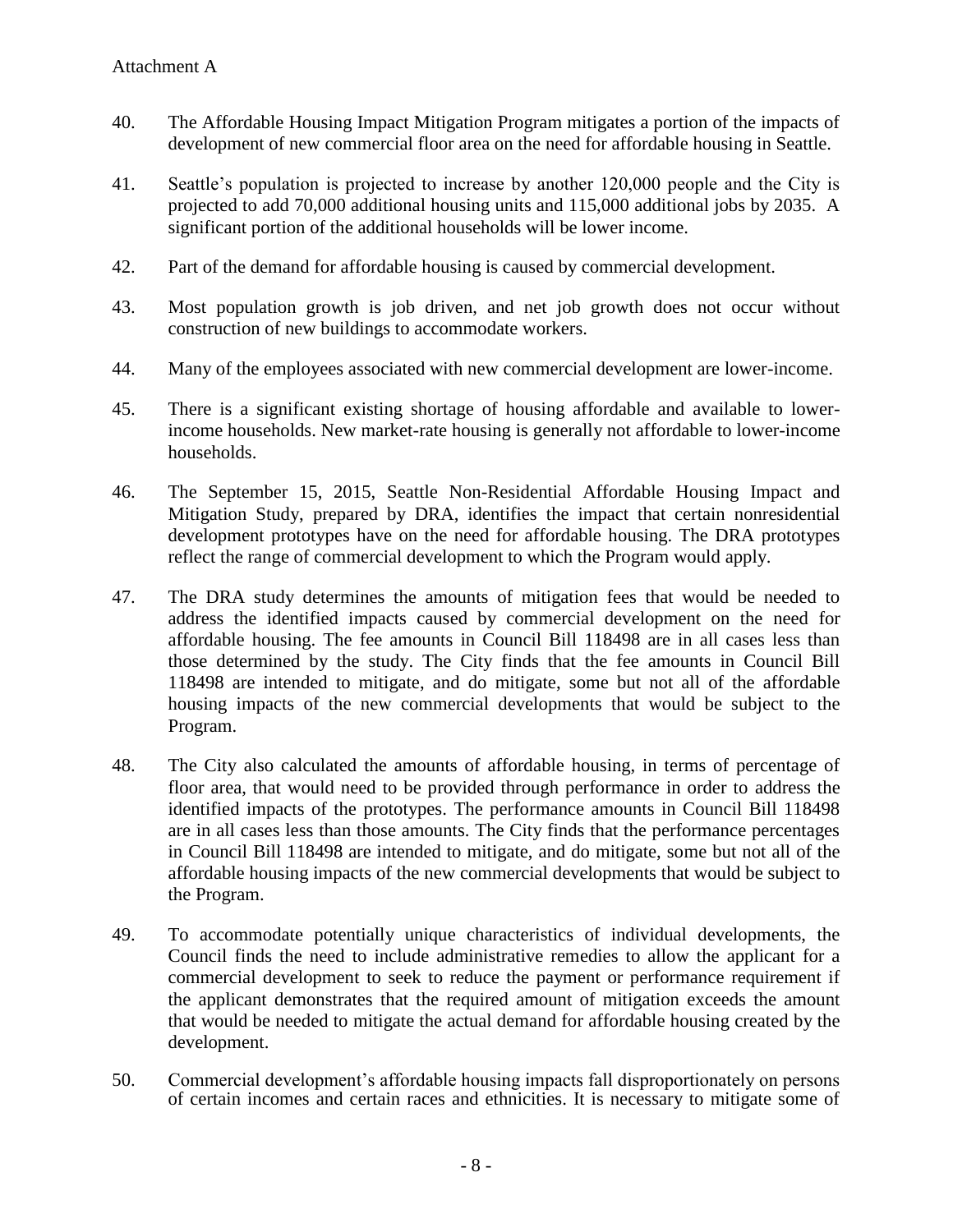Attachment A

40. The Affordable Housing Impact Mitigation Program mitigates a portion of the impacts of development of new commercial floor area on the need for affordable housing in Seattle.

41. Seattle's population is projected to increase by another 120,000 people and the City is projected to add 70,000 additional housing units and 115,000 additional jobs by 2035. A significant portion of the additional households will be lower income.

42. Part of the demand for affordable housing is caused by commercial development.

43. Most population growth is job driven, and net job growth does not occur without construction of new buildings to accommodate workers.

44. Many of the employees associated with new commercial development are lower-income.

45. There is a significant existing shortage of housing affordable and available to lower-income households. New market-rate housing is generally not affordable to lower-income households.

46. The September 15, 2015, Seattle Non-Residential Affordable Housing Impact and Mitigation Study, prepared by DRA, identifies the impact that certain nonresidential development prototypes have on the need for affordable housing. The DRA prototypes reflect the range of commercial development to which the Program would apply.

47. The DRA study determines the amounts of mitigation fees that would be needed to address the identified impacts caused by commercial development on the need for affordable housing. The fee amounts in Council Bill 118498 are in all cases less than those determined by the study. The City finds that the fee amounts in Council Bill 118498 are intended to mitigate, and do mitigate, some but not all of the affordable housing impacts of the new commercial developments that would be subject to the Program.

48. The City also calculated the amounts of affordable housing, in terms of percentage of floor area, that would need to be provided through performance in order to address the identified impacts of the prototypes. The performance amounts in Council Bill 118498 are in all cases less than those amounts. The City finds that the performance percentages in Council Bill 118498 are intended to mitigate, and do mitigate, some but not all of the affordable housing impacts of the new commercial developments that would be subject to the Program.

49. To accommodate potentially unique characteristics of individual developments, the Council finds the need to include administrative remedies to allow the applicant for a commercial development to seek to reduce the payment or performance requirement if the applicant demonstrates that the required amount of mitigation exceeds the amount that would be needed to mitigate the actual demand for affordable housing created by the development.

50. Commercial development's affordable housing impacts fall disproportionately on persons of certain incomes and certain races and ethnicities. It is necessary to mitigate some of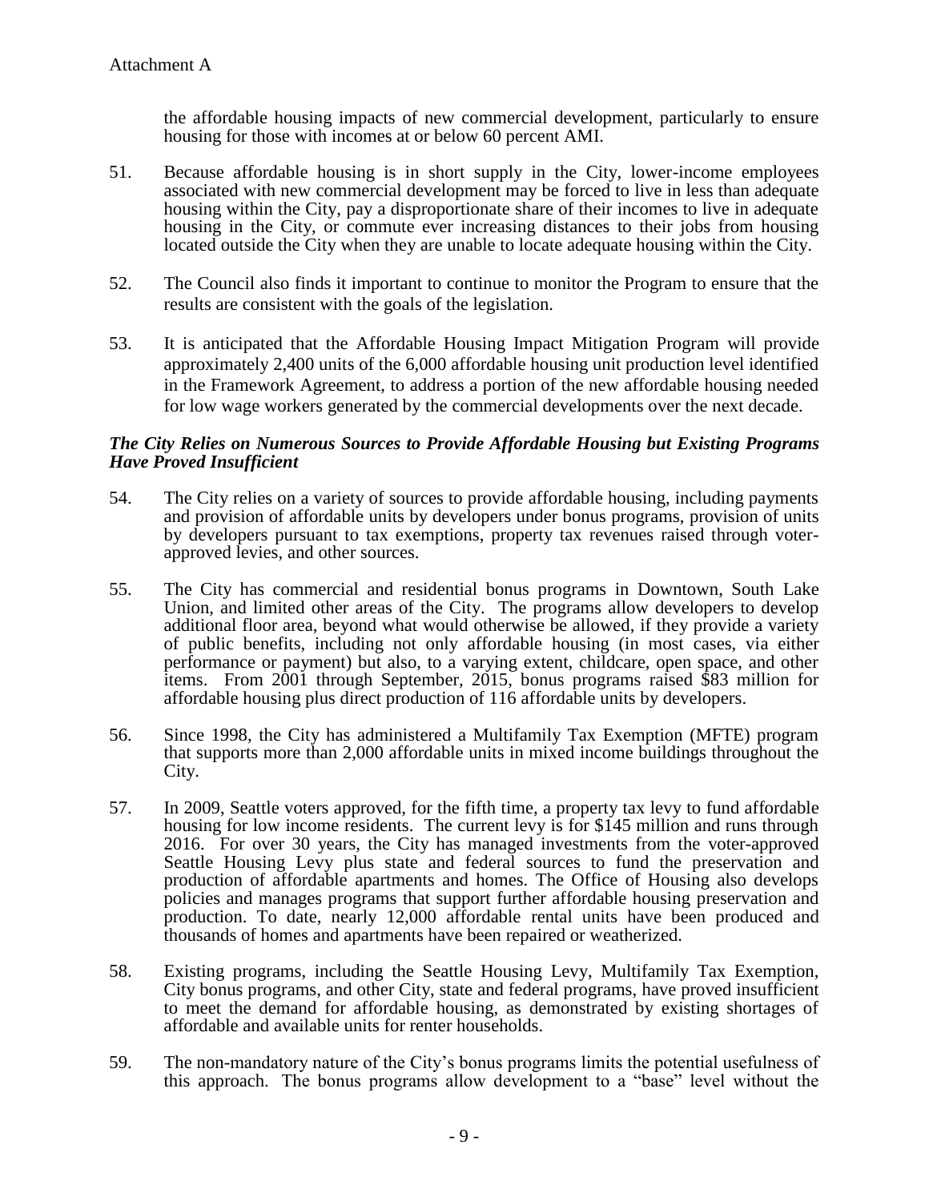the affordable housing impacts of new commercial development, particularly to ensure housing for those with incomes at or below 60 percent AMI.

51. Because affordable housing is in short supply in the City, lower-income employees associated with new commercial development may be forced to live in less than adequate housing within the City, pay a disproportionate share of their incomes to live in adequate housing in the City, or commute ever increasing distances to their jobs from housing located outside the City when they are unable to locate adequate housing within the City.

52. The Council also finds it important to continue to monitor the Program to ensure that the results are consistent with the goals of the legislation.

53. It is anticipated that the Affordable Housing Impact Mitigation Program will provide approximately 2,400 units of the 6,000 affordable housing unit production level identified in the Framework Agreement, to address a portion of the new affordable housing needed for low wage workers generated by the commercial developments over the next decade.

***The City Relies on Numerous Sources to Provide Affordable Housing but Existing Programs Have Proved Insufficient***

54. The City relies on a variety of sources to provide affordable housing, including payments and provision of affordable units by developers under bonus programs, provision of units by developers pursuant to tax exemptions, property tax revenues raised through voter-approved levies, and other sources.

55. The City has commercial and residential bonus programs in Downtown, South Lake Union, and limited other areas of the City. The programs allow developers to develop additional floor area, beyond what would otherwise be allowed, if they provide a variety of public benefits, including not only affordable housing (in most cases, via either performance or payment) but also, to a varying extent, childcare, open space, and other items. From 2001 through September, 2015, bonus programs raised $83 million for affordable housing plus direct production of 116 affordable units by developers.

56. Since 1998, the City has administered a Multifamily Tax Exemption (MFTE) program that supports more than 2,000 affordable units in mixed income buildings throughout the City.

57. In 2009, Seattle voters approved, for the fifth time, a property tax levy to fund affordable housing for low income residents. The current levy is for $145 million and runs through 2016. For over 30 years, the City has managed investments from the voter-approved Seattle Housing Levy plus state and federal sources to fund the preservation and production of affordable apartments and homes. The Office of Housing also develops policies and manages programs that support further affordable housing preservation and production. To date, nearly 12,000 affordable rental units have been produced and thousands of homes and apartments have been repaired or weatherized.

58. Existing programs, including the Seattle Housing Levy, Multifamily Tax Exemption, City bonus programs, and other City, state and federal programs, have proved insufficient to meet the demand for affordable housing, as demonstrated by existing shortages of affordable and available units for renter households.

59. The non-mandatory nature of the City's bonus programs limits the potential usefulness of this approach. The bonus programs allow development to a "base" level without the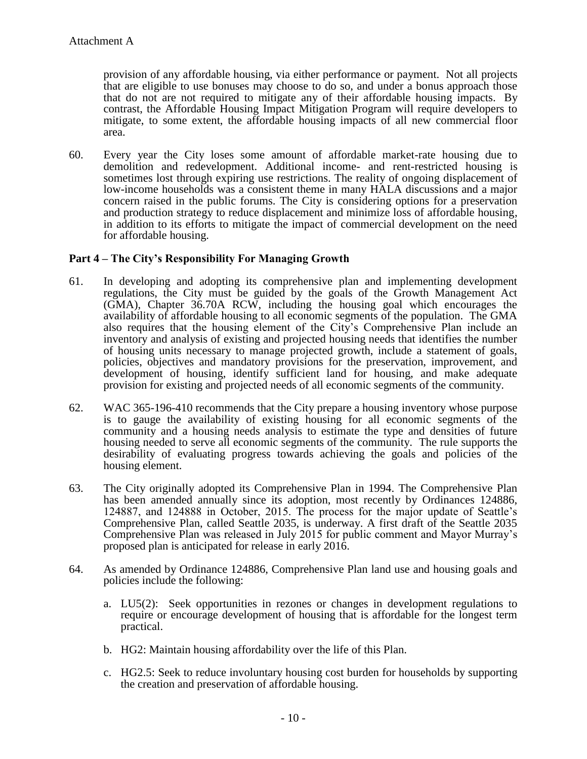provision of any affordable housing, via either performance or payment. Not all projects that are eligible to use bonuses may choose to do so, and under a bonus approach those that do not are not required to mitigate any of their affordable housing impacts. By contrast, the Affordable Housing Impact Mitigation Program will require developers to mitigate, to some extent, the affordable housing impacts of all new commercial floor area.

60. Every year the City loses some amount of affordable market-rate housing due to demolition and redevelopment. Additional income- and rent-restricted housing is sometimes lost through expiring use restrictions. The reality of ongoing displacement of low-income households was a consistent theme in many HALA discussions and a major concern raised in the public forums. The City is considering options for a preservation and production strategy to reduce displacement and minimize loss of affordable housing, in addition to its efforts to mitigate the impact of commercial development on the need for affordable housing.

### Part 4 – The City's Responsibility For Managing Growth

61. In developing and adopting its comprehensive plan and implementing development regulations, the City must be guided by the goals of the Growth Management Act (GMA), Chapter 36.70A RCW, including the housing goal which encourages the availability of affordable housing to all economic segments of the population. The GMA also requires that the housing element of the City's Comprehensive Plan include an inventory and analysis of existing and projected housing needs that identifies the number of housing units necessary to manage projected growth, include a statement of goals, policies, objectives and mandatory provisions for the preservation, improvement, and development of housing, identify sufficient land for housing, and make adequate provision for existing and projected needs of all economic segments of the community.

62. WAC 365-196-410 recommends that the City prepare a housing inventory whose purpose is to gauge the availability of existing housing for all economic segments of the community and a housing needs analysis to estimate the type and densities of future housing needed to serve all economic segments of the community. The rule supports the desirability of evaluating progress towards achieving the goals and policies of the housing element.

63. The City originally adopted its Comprehensive Plan in 1994. The Comprehensive Plan has been amended annually since its adoption, most recently by Ordinances 124886, 124887, and 124888 in October, 2015. The process for the major update of Seattle's Comprehensive Plan, called Seattle 2035, is underway. A first draft of the Seattle 2035 Comprehensive Plan was released in July 2015 for public comment and Mayor Murray's proposed plan is anticipated for release in early 2016.

64. As amended by Ordinance 124886, Comprehensive Plan land use and housing goals and policies include the following:

    a. LU5(2): Seek opportunities in rezones or changes in development regulations to require or encourage development of housing that is affordable for the longest term practical.

    b. HG2: Maintain housing affordability over the life of this Plan.

    c. HG2.5: Seek to reduce involuntary housing cost burden for households by supporting the creation and preservation of affordable housing.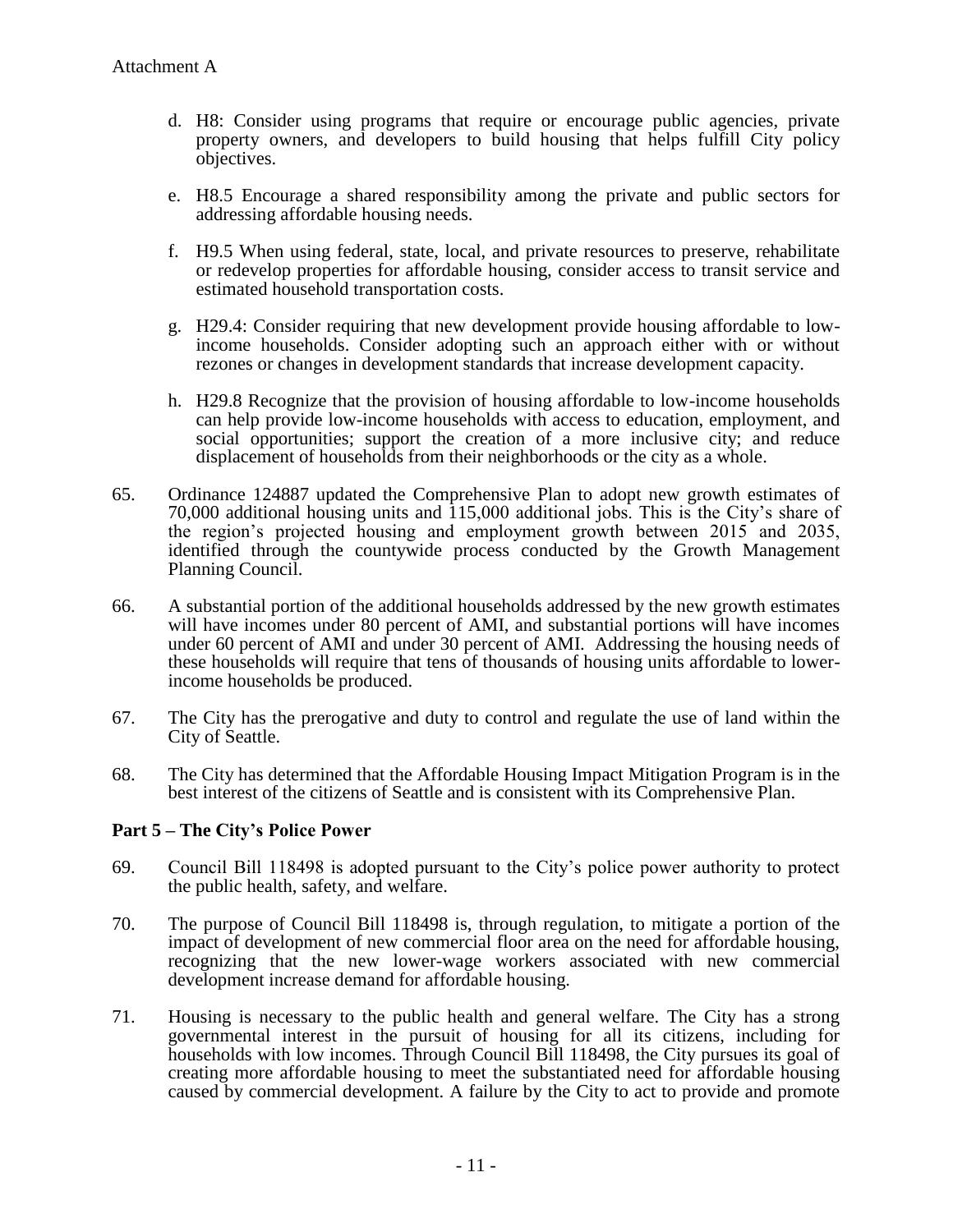d. H8: Consider using programs that require or encourage public agencies, private property owners, and developers to build housing that helps fulfill City policy objectives.

e. H8.5 Encourage a shared responsibility among the private and public sectors for addressing affordable housing needs.

f. H9.5 When using federal, state, local, and private resources to preserve, rehabilitate or redevelop properties for affordable housing, consider access to transit service and estimated household transportation costs.

g. H29.4: Consider requiring that new development provide housing affordable to low-income households. Consider adopting such an approach either with or without rezones or changes in development standards that increase development capacity.

h. H29.8 Recognize that the provision of housing affordable to low-income households can help provide low-income households with access to education, employment, and social opportunities; support the creation of a more inclusive city; and reduce displacement of households from their neighborhoods or the city as a whole.

65. Ordinance 124887 updated the Comprehensive Plan to adopt new growth estimates of 70,000 additional housing units and 115,000 additional jobs. This is the City's share of the region's projected housing and employment growth between 2015 and 2035, identified through the countywide process conducted by the Growth Management Planning Council.

66. A substantial portion of the additional households addressed by the new growth estimates will have incomes under 80 percent of AMI, and substantial portions will have incomes under 60 percent of AMI and under 30 percent of AMI. Addressing the housing needs of these households will require that tens of thousands of housing units affordable to lower-income households be produced.

67. The City has the prerogative and duty to control and regulate the use of land within the City of Seattle.

68. The City has determined that the Affordable Housing Impact Mitigation Program is in the best interest of the citizens of Seattle and is consistent with its Comprehensive Plan.

**Part 5 – The City's Police Power**

69. Council Bill 118498 is adopted pursuant to the City's police power authority to protect the public health, safety, and welfare.

70. The purpose of Council Bill 118498 is, through regulation, to mitigate a portion of the impact of development of new commercial floor area on the need for affordable housing, recognizing that the new lower-wage workers associated with new commercial development increase demand for affordable housing.

71. Housing is necessary to the public health and general welfare. The City has a strong governmental interest in the pursuit of housing for all its citizens, including for households with low incomes. Through Council Bill 118498, the City pursues its goal of creating more affordable housing to meet the substantiated need for affordable housing caused by commercial development. A failure by the City to act to provide and promote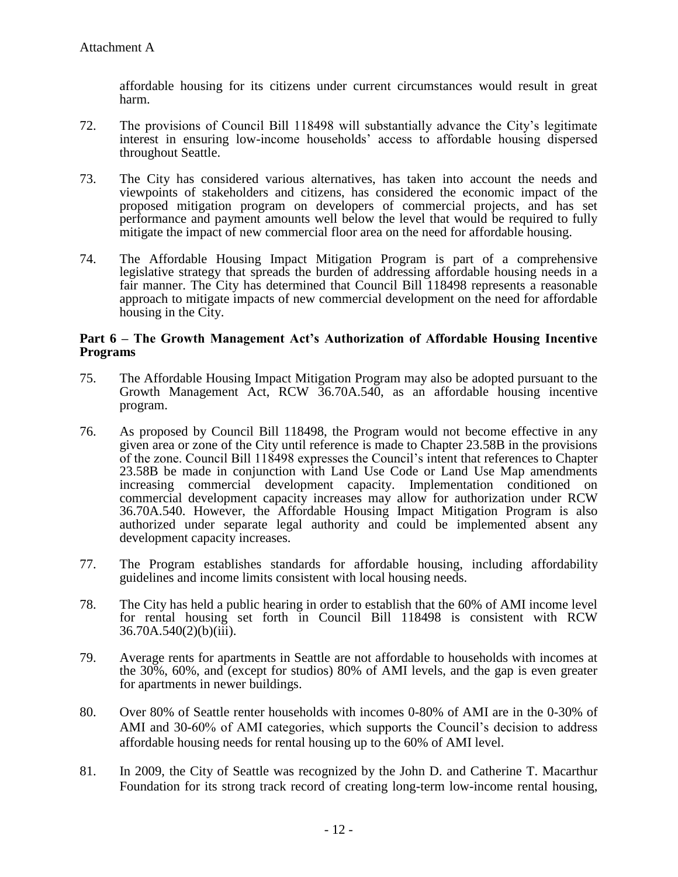Attachment A

affordable housing for its citizens under current circumstances would result in great harm.

72. The provisions of Council Bill 118498 will substantially advance the City's legitimate interest in ensuring low-income households' access to affordable housing dispersed throughout Seattle.

73. The City has considered various alternatives, has taken into account the needs and viewpoints of stakeholders and citizens, has considered the economic impact of the proposed mitigation program on developers of commercial projects, and has set performance and payment amounts well below the level that would be required to fully mitigate the impact of new commercial floor area on the need for affordable housing.

74. The Affordable Housing Impact Mitigation Program is part of a comprehensive legislative strategy that spreads the burden of addressing affordable housing needs in a fair manner. The City has determined that Council Bill 118498 represents a reasonable approach to mitigate impacts of new commercial development on the need for affordable housing in the City.

**Part 6 – The Growth Management Act's Authorization of Affordable Housing Incentive Programs**

75. The Affordable Housing Impact Mitigation Program may also be adopted pursuant to the Growth Management Act, RCW 36.70A.540, as an affordable housing incentive program.

76. As proposed by Council Bill 118498, the Program would not become effective in any given area or zone of the City until reference is made to Chapter 23.58B in the provisions of the zone. Council Bill 118498 expresses the Council's intent that references to Chapter 23.58B be made in conjunction with Land Use Code or Land Use Map amendments increasing commercial development capacity. Implementation conditioned on commercial development capacity increases may allow for authorization under RCW 36.70A.540. However, the Affordable Housing Impact Mitigation Program is also authorized under separate legal authority and could be implemented absent any development capacity increases.

77. The Program establishes standards for affordable housing, including affordability guidelines and income limits consistent with local housing needs.

78. The City has held a public hearing in order to establish that the 60% of AMI income level for rental housing set forth in Council Bill 118498 is consistent with RCW 36.70A.540(2)(b)(iii).

79. Average rents for apartments in Seattle are not affordable to households with incomes at the 30%, 60%, and (except for studios) 80% of AMI levels, and the gap is even greater for apartments in newer buildings.

80. Over 80% of Seattle renter households with incomes 0-80% of AMI are in the 0-30% of AMI and 30-60% of AMI categories, which supports the Council's decision to address affordable housing needs for rental housing up to the 60% of AMI level.

81. In 2009, the City of Seattle was recognized by the John D. and Catherine T. Macarthur Foundation for its strong track record of creating long-term low-income rental housing,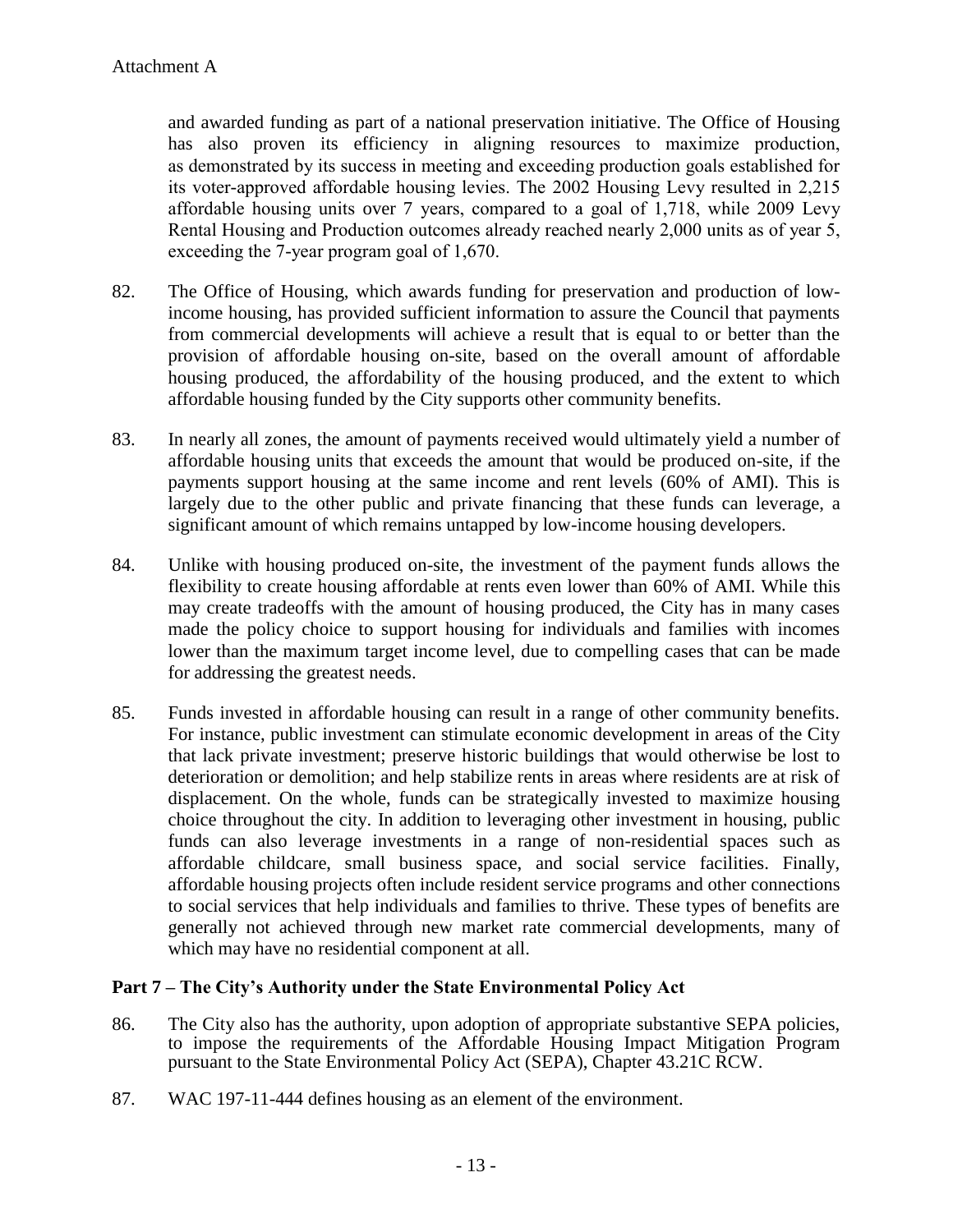and awarded funding as part of a national preservation initiative. The Office of Housing has also proven its efficiency in aligning resources to maximize production, as demonstrated by its success in meeting and exceeding production goals established for its voter-approved affordable housing levies. The 2002 Housing Levy resulted in 2,215 affordable housing units over 7 years, compared to a goal of 1,718, while 2009 Levy Rental Housing and Production outcomes already reached nearly 2,000 units as of year 5, exceeding the 7-year program goal of 1,670.

82. The Office of Housing, which awards funding for preservation and production of low-income housing, has provided sufficient information to assure the Council that payments from commercial developments will achieve a result that is equal to or better than the provision of affordable housing on-site, based on the overall amount of affordable housing produced, the affordability of the housing produced, and the extent to which affordable housing funded by the City supports other community benefits.

83. In nearly all zones, the amount of payments received would ultimately yield a number of affordable housing units that exceeds the amount that would be produced on-site, if the payments support housing at the same income and rent levels (60% of AMI). This is largely due to the other public and private financing that these funds can leverage, a significant amount of which remains untapped by low-income housing developers.

84. Unlike with housing produced on-site, the investment of the payment funds allows the flexibility to create housing affordable at rents even lower than 60% of AMI. While this may create tradeoffs with the amount of housing produced, the City has in many cases made the policy choice to support housing for individuals and families with incomes lower than the maximum target income level, due to compelling cases that can be made for addressing the greatest needs.

85. Funds invested in affordable housing can result in a range of other community benefits. For instance, public investment can stimulate economic development in areas of the City that lack private investment; preserve historic buildings that would otherwise be lost to deterioration or demolition; and help stabilize rents in areas where residents are at risk of displacement. On the whole, funds can be strategically invested to maximize housing choice throughout the city. In addition to leveraging other investment in housing, public funds can also leverage investments in a range of non-residential spaces such as affordable childcare, small business space, and social service facilities. Finally, affordable housing projects often include resident service programs and other connections to social services that help individuals and families to thrive. These types of benefits are generally not achieved through new market rate commercial developments, many of which may have no residential component at all.

## Part 7 – The City's Authority under the State Environmental Policy Act

86. The City also has the authority, upon adoption of appropriate substantive SEPA policies, to impose the requirements of the Affordable Housing Impact Mitigation Program pursuant to the State Environmental Policy Act (SEPA), Chapter 43.21C RCW.

87. WAC 197-11-444 defines housing as an element of the environment.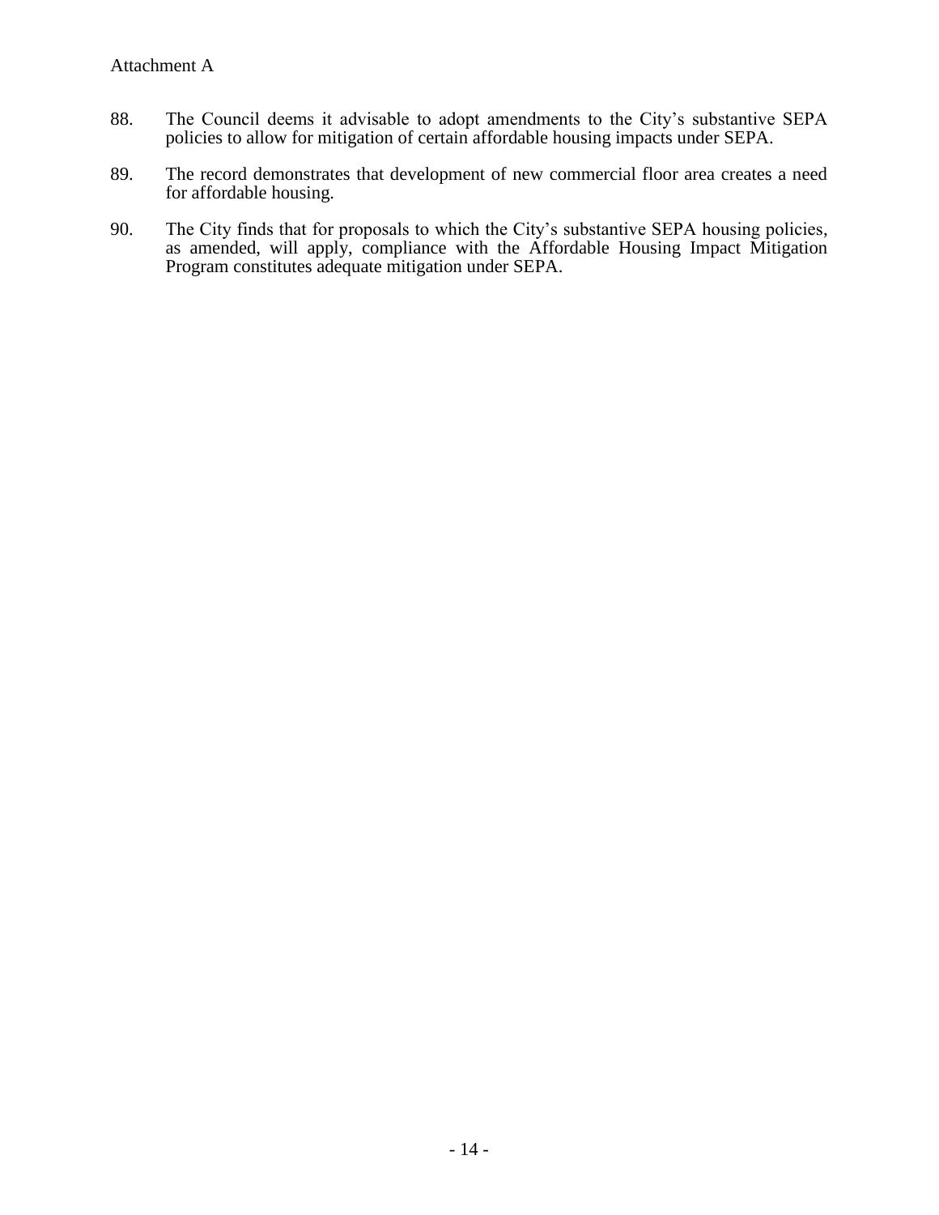88. The Council deems it advisable to adopt amendments to the City's substantive SEPA policies to allow for mitigation of certain affordable housing impacts under SEPA.

89. The record demonstrates that development of new commercial floor area creates a need for affordable housing.

90. The City finds that for proposals to which the City's substantive SEPA housing policies, as amended, will apply, compliance with the Affordable Housing Impact Mitigation Program constitutes adequate mitigation under SEPA.